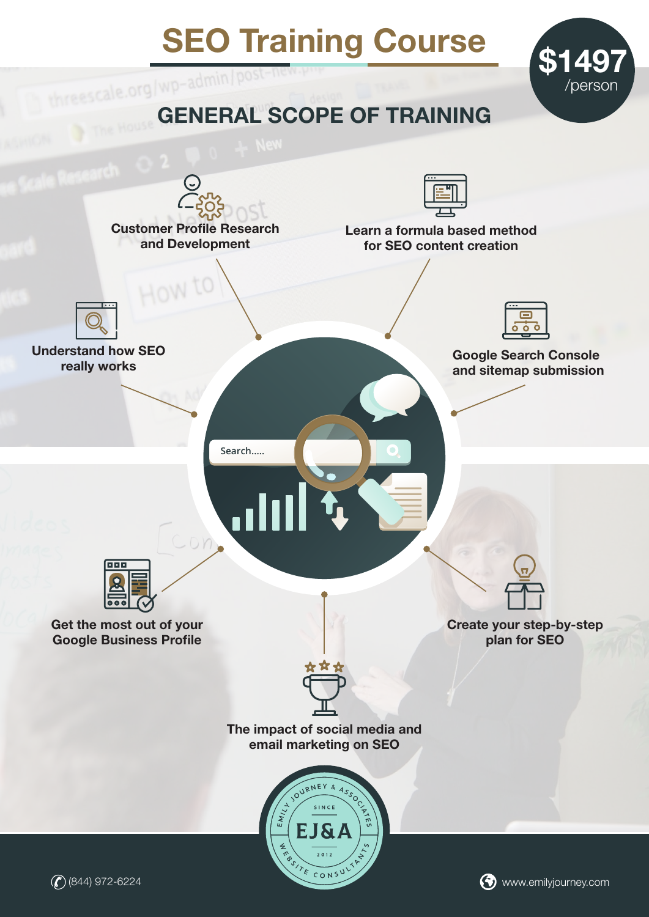# SEO Training Course

**$1497** /person

## GENERAL SCOPE OF TRAINING

- Customer Profile Research and Development
- Learn a formula based method for SEO content creation
- Understand how SEO really works
- Google Search Console and sitemap submission
- Get the most out of your Google Business Profile
- Create your step-by-step plan for SEO
- The impact of social media and email marketing on SEO

EMILY JOURNEY & ASSOCIATES
SINCE 2012
EJ&A
WEBSITE CONSULTANTS

(844) 972-6224

www.emilyjourney.com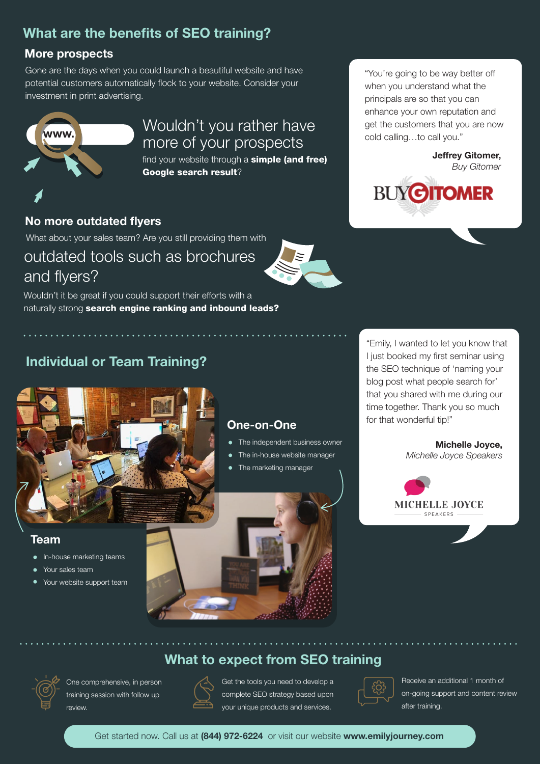## What are the benefits of SEO training?

### More prospects

Gone are the days when you could launch a beautiful website and have potential customers automatically flock to your website. Consider your investment in print advertising.

Wouldn't you rather have more of your prospects find your website through a **simple (and free) Google search result**?

> "You're going to be way better off when you understand what the principals are so that you can enhance your own reputation and get the customers that you are now cold calling…to call you."
>
> **Jeffrey Gitomer,**
> *Buy Gitomer*

BUYGITOMER

### No more outdated flyers

What about your sales team? Are you still providing them with outdated tools such as brochures and flyers?

Wouldn't it be great if you could support their efforts with a naturally strong **search engine ranking and inbound leads?**

## Individual or Team Training?

> "Emily, I wanted to let you know that I just booked my first seminar using the SEO technique of 'naming your blog post what people search for' that you shared with me during our time together. Thank you so much for that wonderful tip!"
>
> **Michelle Joyce,**
> *Michelle Joyce Speakers*

MICHELLE JOYCE SPEAKERS

### One-on-One

- The independent business owner
- The in-house website manager
- The marketing manager

### Team

- In-house marketing teams
- Your sales team
- Your website support team

## What to expect from SEO training

- One comprehensive, in person training session with follow up review.
- Get the tools you need to develop a complete SEO strategy based upon your unique products and services.
- Receive an additional 1 month of on-going support and content review after training.

Get started now. Call us at **(844) 972-6224** or visit our website **www.emilyjourney.com**